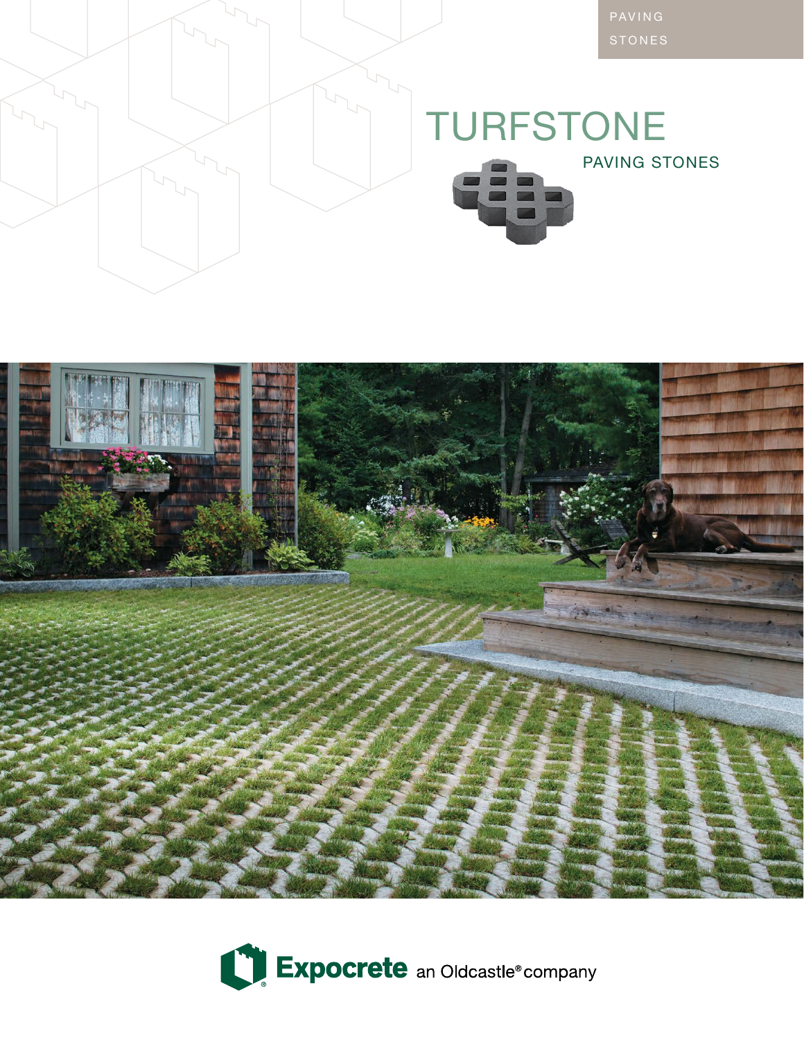PAVING STONES

# TURFSTONE

## PAVING STONES

Expocrete an Oldcastle® company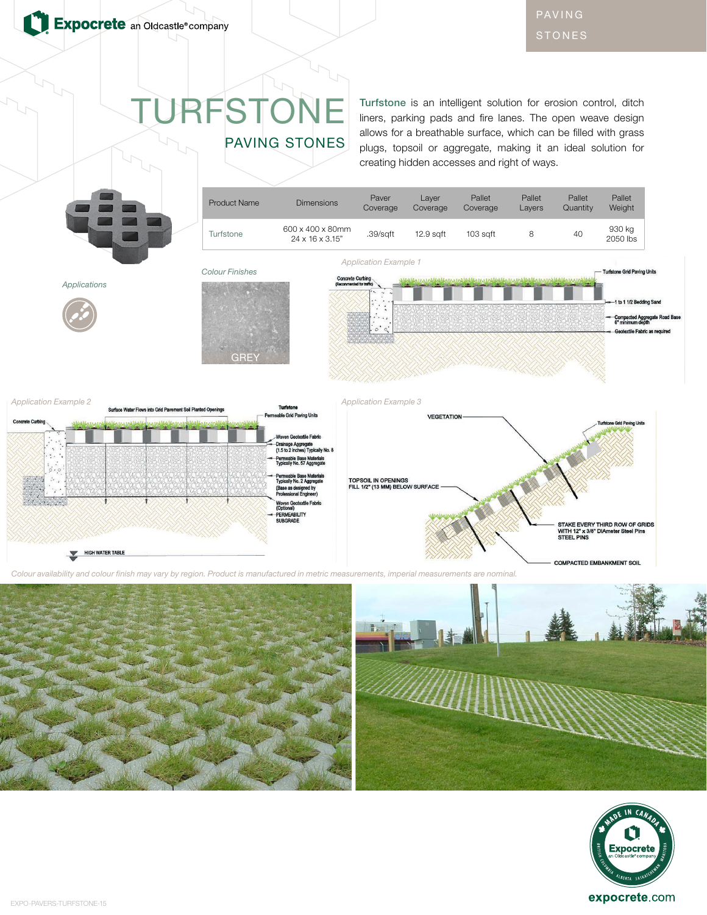Expocrete an Oldcastle® company

PAVING STONES

# TURFSTONE

## PAVING STONES

**Turfstone** is an intelligent solution for erosion control, ditch liners, parking pads and fire lanes. The open weave design allows for a breathable surface, which can be filled with grass plugs, topsoil or aggregate, making it an ideal solution for creating hidden accesses and right of ways.

| Product Name | Dimensions | Paver Coverage | Layer Coverage | Pallet Coverage | Pallet Layers | Pallet Quantity | Pallet Weight |
|---|---|---|---|---|---|---|---|
| Turfstone | 600 x 400 x 80mm 24 x 16 x 3.15" | .39/sqft | 12.9 sqft | 103 sqft | 8 | 40 | 930 kg 2050 lbs |

*Applications*

*Colour Finishes*

GREY

*Application Example 1*

Concrete Curbing (Recommended for traffic)

Turfstone Grid Paving Units

1 to 1 1/2 Bedding Sand

Compacted Aggregate Road Base 6" minimum depth

Geotextile Fabric as required

*Application Example 2*

Surface Water Flows into Grid Pavement Soil Planted Openings

Concrete Curbing

Turfstone Permeable Grid Paving Units

Woven Geotextile Fabric

Drainage Aggregate (1.5 to 2 inches) Typically No. 8

Permeable Base Materials Typically No. 57 Aggregate

Permeable Base Materials Typically No. 2 Aggregate (Base as designed by Professional Engineer)

Woven Geotextile Fabric (Optional)

PERMEABILITY SUBGRADE

HIGH WATER TABLE

*Application Example 3*

VEGETATION

Turfstone Grid Paving Units

TOPSOIL IN OPENINGS FILL 1/2" (13 MM) BELOW SURFACE

STAKE EVERY THIRD ROW OF GRIDS WITH 12" x 3/8" DIAmeter Steel Pins STEEL PINS

COMPACTED EMBANKMENT SOIL

*Colour availability and colour finish may vary by region. Product is manufactured in metric measurements, imperial measurements are nominal.*

MADE IN CANADA — Expocrete an Oldcastle® company — BRITISH COLUMBIA ALBERTA SASKATCHEWAN MANITOBA

expocrete.com

EXPO-PAVERS-TURFSTONE-15